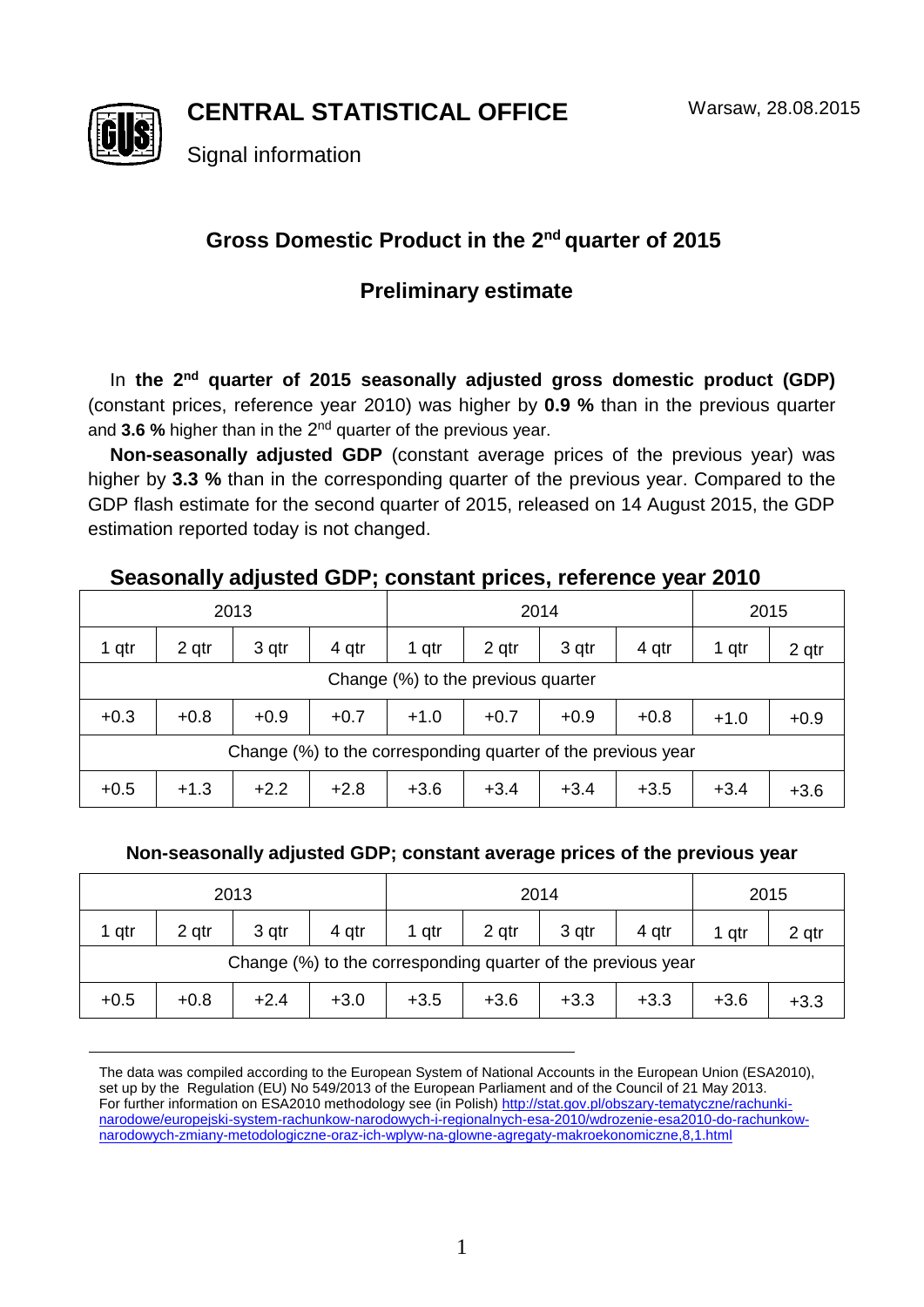**CENTRAL STATISTICAL OFFICE**

Signal information

Warsaw, 28.08.2015

## Gross Domestic Product in the 2nd quarter of 2015

### Preliminary estimate

In **the 2nd quarter of 2015 seasonally adjusted gross domestic product (GDP)** (constant prices, reference year 2010) was higher by **0.9 %** than in the previous quarter and **3.6 %** higher than in the 2nd quarter of the previous year.

**Non-seasonally adjusted GDP** (constant average prices of the previous year) was higher by **3.3 %** than in the corresponding quarter of the previous year. Compared to the GDP flash estimate for the second quarter of 2015, released on 14 August 2015, the GDP estimation reported today is not changed.

### Seasonally adjusted GDP; constant prices, reference year 2010

| 2013 | | | | 2014 | | | | 2015 | |
|---|---|---|---|---|---|---|---|---|---|
| 1 qtr | 2 qtr | 3 qtr | 4 qtr | 1 qtr | 2 qtr | 3 qtr | 4 qtr | 1 qtr | 2 qtr |
| Change (%) to the previous quarter | | | | | | | | | |
| +0.3 | +0.8 | +0.9 | +0.7 | +1.0 | +0.7 | +0.9 | +0.8 | +1.0 | +0.9 |
| Change (%) to the corresponding quarter of the previous year | | | | | | | | | |
| +0.5 | +1.3 | +2.2 | +2.8 | +3.6 | +3.4 | +3.4 | +3.5 | +3.4 | +3.6 |

**Non-seasonally adjusted GDP; constant average prices of the previous year**

| 2013 | | | | 2014 | | | | 2015 | |
|---|---|---|---|---|---|---|---|---|---|
| 1 qtr | 2 qtr | 3 qtr | 4 qtr | 1 qtr | 2 qtr | 3 qtr | 4 qtr | 1 qtr | 2 qtr |
| Change (%) to the corresponding quarter of the previous year | | | | | | | | | |
| +0.5 | +0.8 | +2.4 | +3.0 | +3.5 | +3.6 | +3.3 | +3.3 | +3.6 | +3.3 |

---

The data was compiled according to the European System of National Accounts in the European Union (ESA2010), set up by the Regulation (EU) No 549/2013 of the European Parliament and of the Council of 21 May 2013. For further information on ESA2010 methodology see (in Polish) http://stat.gov.pl/obszary-tematyczne/rachunki-narodowe/europejski-system-rachunkow-narodowych-i-regionalnych-esa-2010/wdrozenie-esa2010-do-rachunkow-narodowych-zmiany-metodologiczne-oraz-ich-wplyw-na-glowne-agregaty-makroekonomiczne,8,1.html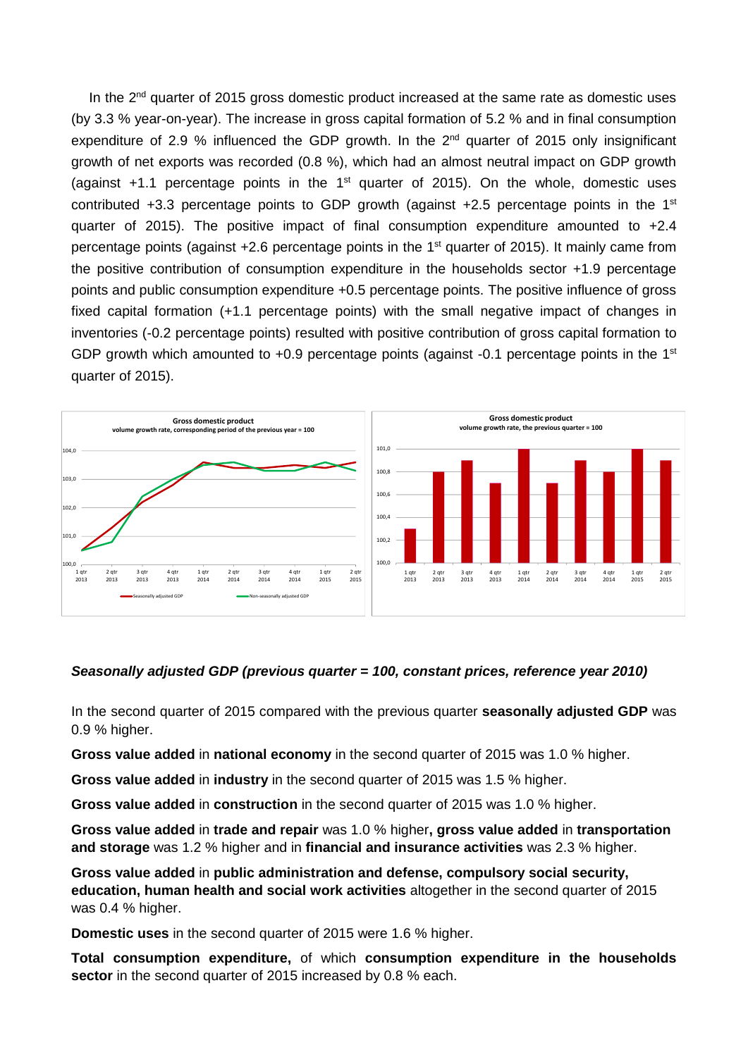In the 2nd quarter of 2015 gross domestic product increased at the same rate as domestic uses (by 3.3 % year-on-year). The increase in gross capital formation of 5.2 % and in final consumption expenditure of 2.9 % influenced the GDP growth. In the 2nd quarter of 2015 only insignificant growth of net exports was recorded (0.8 %), which had an almost neutral impact on GDP growth (against +1.1 percentage points in the 1st quarter of 2015). On the whole, domestic uses contributed +3.3 percentage points to GDP growth (against +2.5 percentage points in the 1st quarter of 2015). The positive impact of final consumption expenditure amounted to +2.4 percentage points (against +2.6 percentage points in the 1st quarter of 2015). It mainly came from the positive contribution of consumption expenditure in the households sector +1.9 percentage points and public consumption expenditure +0.5 percentage points. The positive influence of gross fixed capital formation (+1.1 percentage points) with the small negative impact of changes in inventories (-0.2 percentage points) resulted with positive contribution of gross capital formation to GDP growth which amounted to +0.9 percentage points (against -0.1 percentage points in the 1st quarter of 2015).

**Gross domestic product**
volume growth rate, corresponding period of the previous year = 100

**Gross domestic product**
volume growth rate, the previous quarter = 100

***Seasonally adjusted GDP (previous quarter = 100, constant prices, reference year 2010)***

In the second quarter of 2015 compared with the previous quarter **seasonally adjusted GDP** was 0.9 % higher.

**Gross value added** in **national economy** in the second quarter of 2015 was 1.0 % higher.

**Gross value added** in **industry** in the second quarter of 2015 was 1.5 % higher.

**Gross value added** in **construction** in the second quarter of 2015 was 1.0 % higher.

**Gross value added** in **trade and repair** was 1.0 % higher**, gross value added** in **transportation and storage** was 1.2 % higher and in **financial and insurance activities** was 2.3 % higher.

**Gross value added** in **public administration and defense, compulsory social security, education, human health and social work activities** altogether in the second quarter of 2015 was 0.4 % higher.

**Domestic uses** in the second quarter of 2015 were 1.6 % higher.

**Total consumption expenditure,** of which **consumption expenditure in the households sector** in the second quarter of 2015 increased by 0.8 % each.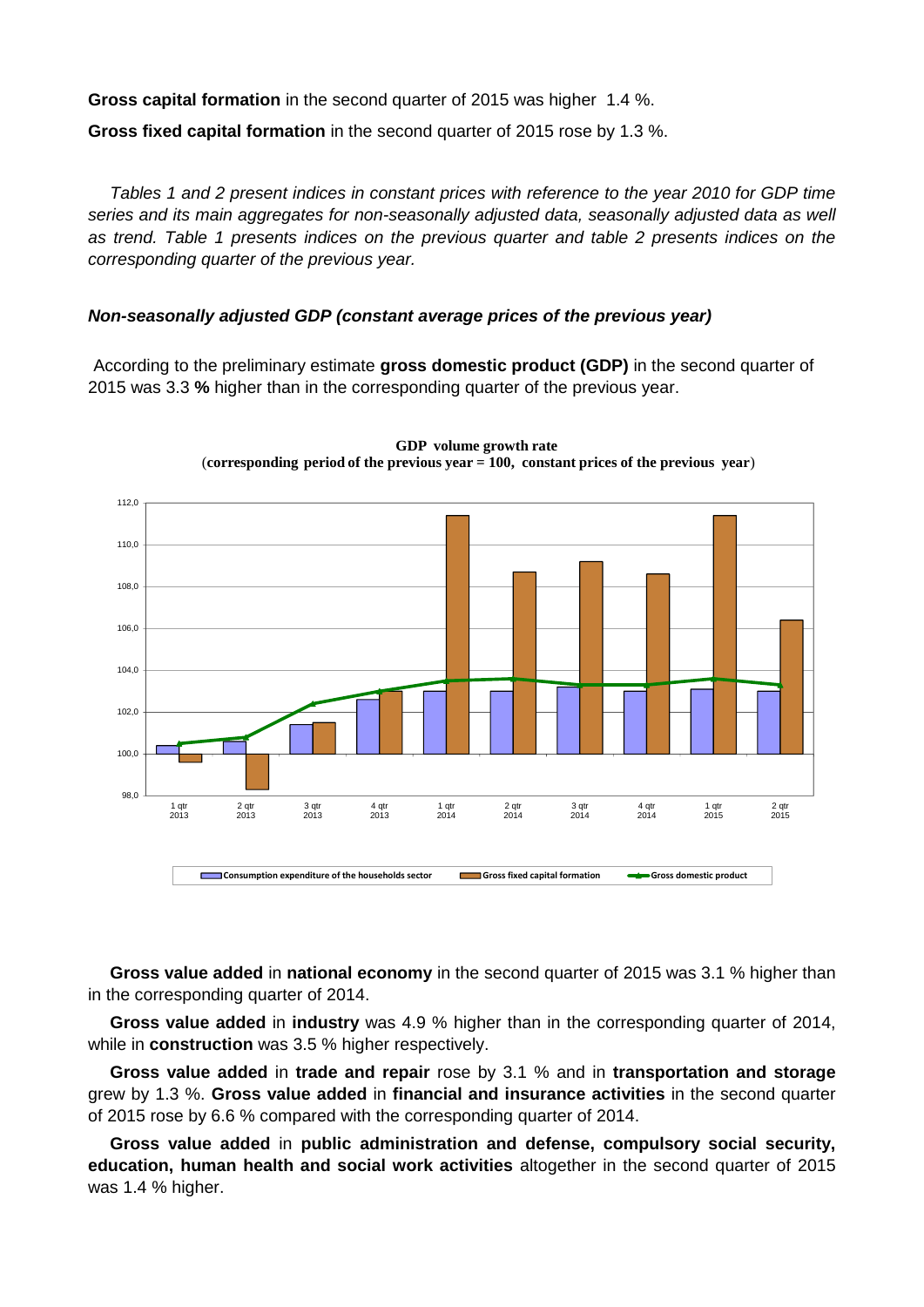**Gross capital formation** in the second quarter of 2015 was higher 1.4 %.

**Gross fixed capital formation** in the second quarter of 2015 rose by 1.3 %.

*Tables 1 and 2 present indices in constant prices with reference to the year 2010 for GDP time series and its main aggregates for non-seasonally adjusted data, seasonally adjusted data as well as trend. Table 1 presents indices on the previous quarter and table 2 presents indices on the corresponding quarter of the previous year.*

***Non-seasonally adjusted GDP (constant average prices of the previous year)***

According to the preliminary estimate **gross domestic product (GDP)** in the second quarter of 2015 was 3.3 **%** higher than in the corresponding quarter of the previous year.

**GDP volume growth rate**
(**corresponding period of the previous year = 100, constant prices of the previous year**)

**Gross value added** in **national economy** in the second quarter of 2015 was 3.1 % higher than in the corresponding quarter of 2014.

**Gross value added** in **industry** was 4.9 % higher than in the corresponding quarter of 2014, while in **construction** was 3.5 % higher respectively.

**Gross value added** in **trade and repair** rose by 3.1 % and in **transportation and storage** grew by 1.3 %. **Gross value added** in **financial and insurance activities** in the second quarter of 2015 rose by 6.6 % compared with the corresponding quarter of 2014.

**Gross value added** in **public administration and defense, compulsory social security, education, human health and social work activities** altogether in the second quarter of 2015 was 1.4 % higher.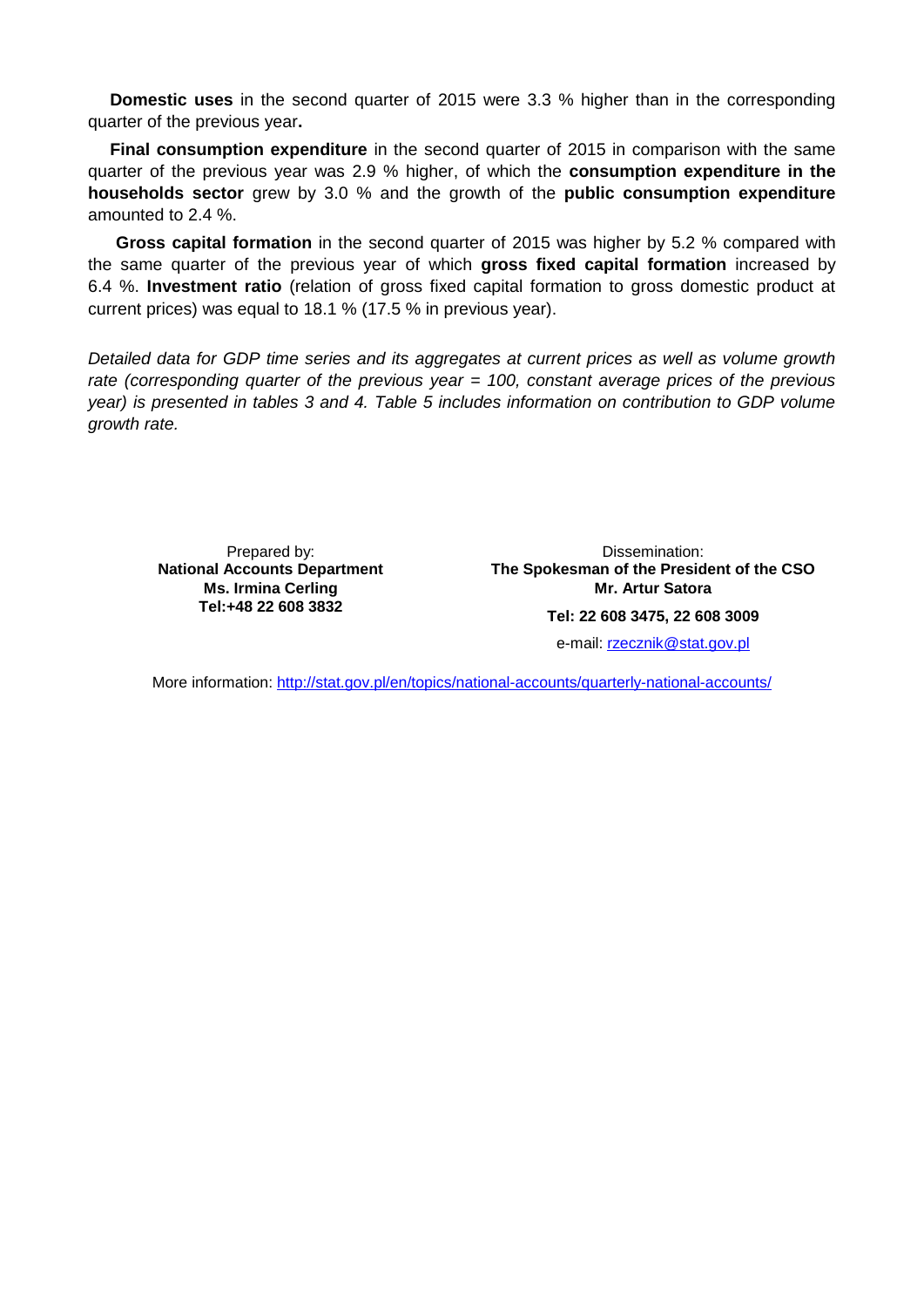**Domestic uses** in the second quarter of 2015 were 3.3 % higher than in the corresponding quarter of the previous year**.**

**Final consumption expenditure** in the second quarter of 2015 in comparison with the same quarter of the previous year was 2.9 % higher, of which the **consumption expenditure in the households sector** grew by 3.0 % and the growth of the **public consumption expenditure** amounted to 2.4 %.

**Gross capital formation** in the second quarter of 2015 was higher by 5.2 % compared with the same quarter of the previous year of which **gross fixed capital formation** increased by 6.4 %. **Investment ratio** (relation of gross fixed capital formation to gross domestic product at current prices) was equal to 18.1 % (17.5 % in previous year).

*Detailed data for GDP time series and its aggregates at current prices as well as volume growth rate (corresponding quarter of the previous year = 100, constant average prices of the previous year) is presented in tables 3 and 4. Table 5 includes information on contribution to GDP volume growth rate.*

Prepared by:
**National Accounts Department**
**Ms. Irmina Cerling**
**Tel:+48 22 608 3832**

Dissemination:
**The Spokesman of the President of the CSO**
**Mr. Artur Satora**

**Tel: 22 608 3475, 22 608 3009**

e-mail: rzecznik@stat.gov.pl

More information: http://stat.gov.pl/en/topics/national-accounts/quarterly-national-accounts/